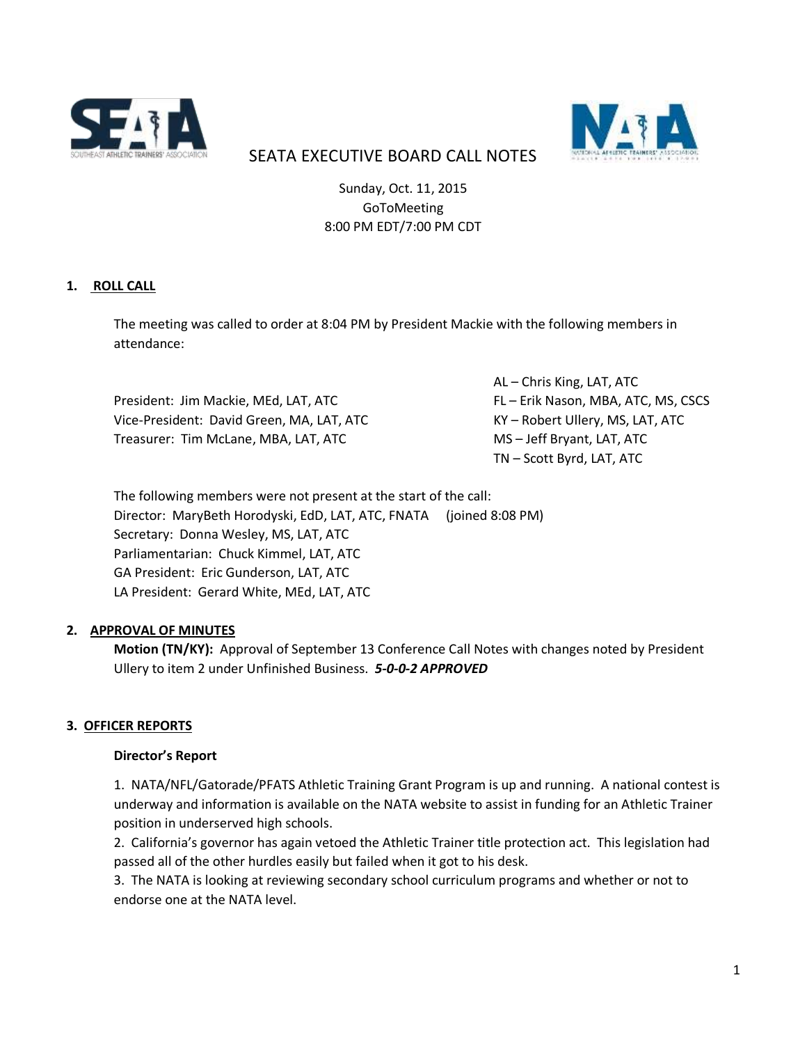# SEATA EXECUTIVE BOARD CALL NOTES

Sunday, Oct. 11, 2015
GoToMeeting
8:00 PM EDT/7:00 PM CDT

## 1. ROLL CALL

The meeting was called to order at 8:04 PM by President Mackie with the following members in attendance:

President: Jim Mackie, MEd, LAT, ATC
Vice-President: David Green, MA, LAT, ATC
Treasurer: Tim McLane, MBA, LAT, ATC

AL – Chris King, LAT, ATC
FL – Erik Nason, MBA, ATC, MS, CSCS
KY – Robert Ullery, MS, LAT, ATC
MS – Jeff Bryant, LAT, ATC
TN – Scott Byrd, LAT, ATC

The following members were not present at the start of the call:
Director: MaryBeth Horodyski, EdD, LAT, ATC, FNATA (joined 8:08 PM)
Secretary: Donna Wesley, MS, LAT, ATC
Parliamentarian: Chuck Kimmel, LAT, ATC
GA President: Eric Gunderson, LAT, ATC
LA President: Gerard White, MEd, LAT, ATC

## 2. APPROVAL OF MINUTES

**Motion (TN/KY):** Approval of September 13 Conference Call Notes with changes noted by President Ullery to item 2 under Unfinished Business. ***5-0-0-2 APPROVED***

## 3. OFFICER REPORTS

### Director's Report

1. NATA/NFL/Gatorade/PFATS Athletic Training Grant Program is up and running. A national contest is underway and information is available on the NATA website to assist in funding for an Athletic Trainer position in underserved high schools.
2. California's governor has again vetoed the Athletic Trainer title protection act. This legislation had passed all of the other hurdles easily but failed when it got to his desk.
3. The NATA is looking at reviewing secondary school curriculum programs and whether or not to endorse one at the NATA level.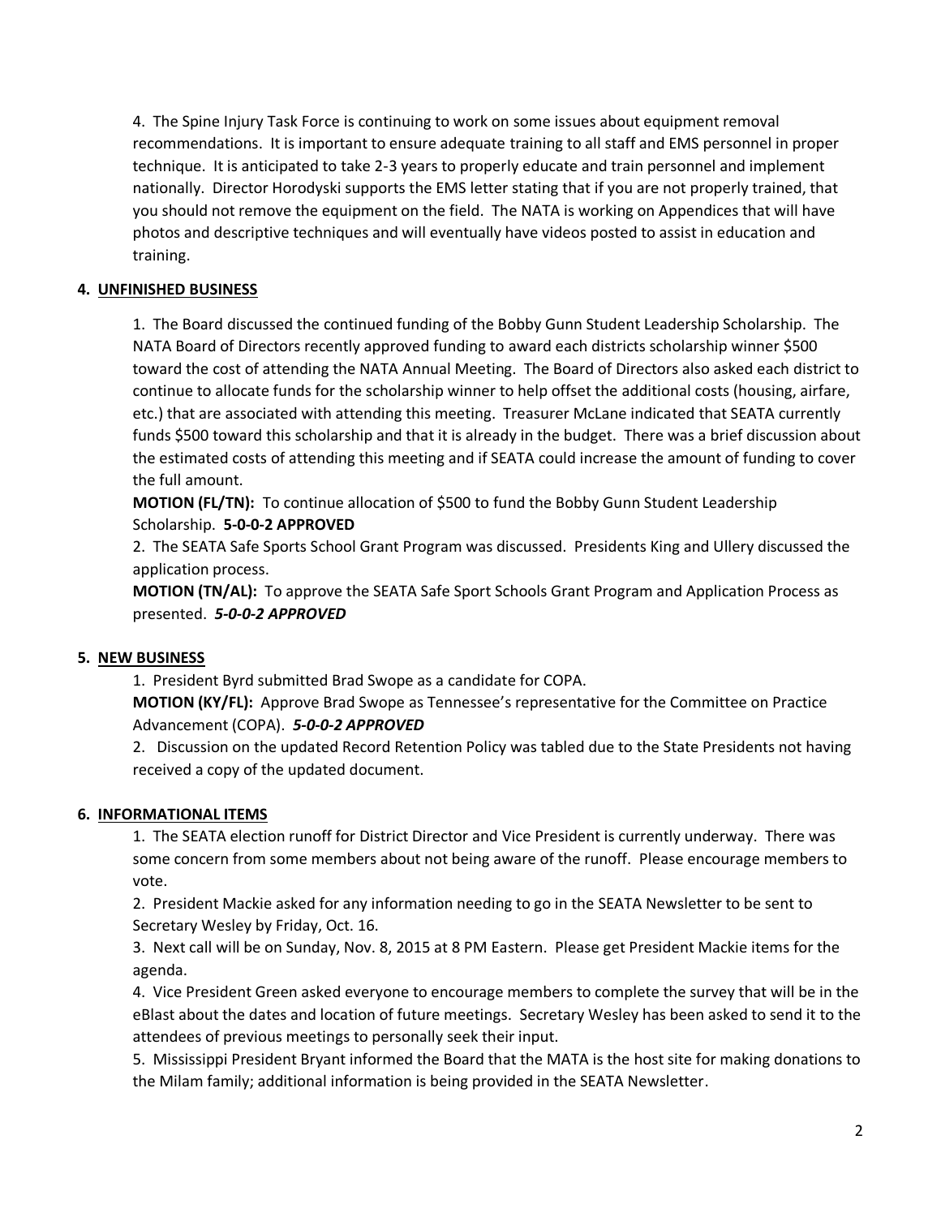4. The Spine Injury Task Force is continuing to work on some issues about equipment removal recommendations. It is important to ensure adequate training to all staff and EMS personnel in proper technique. It is anticipated to take 2-3 years to properly educate and train personnel and implement nationally. Director Horodyski supports the EMS letter stating that if you are not properly trained, that you should not remove the equipment on the field. The NATA is working on Appendices that will have photos and descriptive techniques and will eventually have videos posted to assist in education and training.

## 4. UNFINISHED BUSINESS

1. The Board discussed the continued funding of the Bobby Gunn Student Leadership Scholarship. The NATA Board of Directors recently approved funding to award each districts scholarship winner $500 toward the cost of attending the NATA Annual Meeting. The Board of Directors also asked each district to continue to allocate funds for the scholarship winner to help offset the additional costs (housing, airfare, etc.) that are associated with attending this meeting. Treasurer McLane indicated that SEATA currently funds $500 toward this scholarship and that it is already in the budget. There was a brief discussion about the estimated costs of attending this meeting and if SEATA could increase the amount of funding to cover the full amount.

**MOTION (FL/TN):** To continue allocation of $500 to fund the Bobby Gunn Student Leadership Scholarship. **5-0-0-2 APPROVED**

2. The SEATA Safe Sports School Grant Program was discussed. Presidents King and Ullery discussed the application process.

**MOTION (TN/AL):** To approve the SEATA Safe Sport Schools Grant Program and Application Process as presented. ***5-0-0-2 APPROVED***

## 5. NEW BUSINESS

1. President Byrd submitted Brad Swope as a candidate for COPA.

**MOTION (KY/FL):** Approve Brad Swope as Tennessee's representative for the Committee on Practice Advancement (COPA). ***5-0-0-2 APPROVED***

2. Discussion on the updated Record Retention Policy was tabled due to the State Presidents not having received a copy of the updated document.

## 6. INFORMATIONAL ITEMS

1. The SEATA election runoff for District Director and Vice President is currently underway. There was some concern from some members about not being aware of the runoff. Please encourage members to vote.

2. President Mackie asked for any information needing to go in the SEATA Newsletter to be sent to Secretary Wesley by Friday, Oct. 16.

3. Next call will be on Sunday, Nov. 8, 2015 at 8 PM Eastern. Please get President Mackie items for the agenda.

4. Vice President Green asked everyone to encourage members to complete the survey that will be in the eBlast about the dates and location of future meetings. Secretary Wesley has been asked to send it to the attendees of previous meetings to personally seek their input.

5. Mississippi President Bryant informed the Board that the MATA is the host site for making donations to the Milam family; additional information is being provided in the SEATA Newsletter.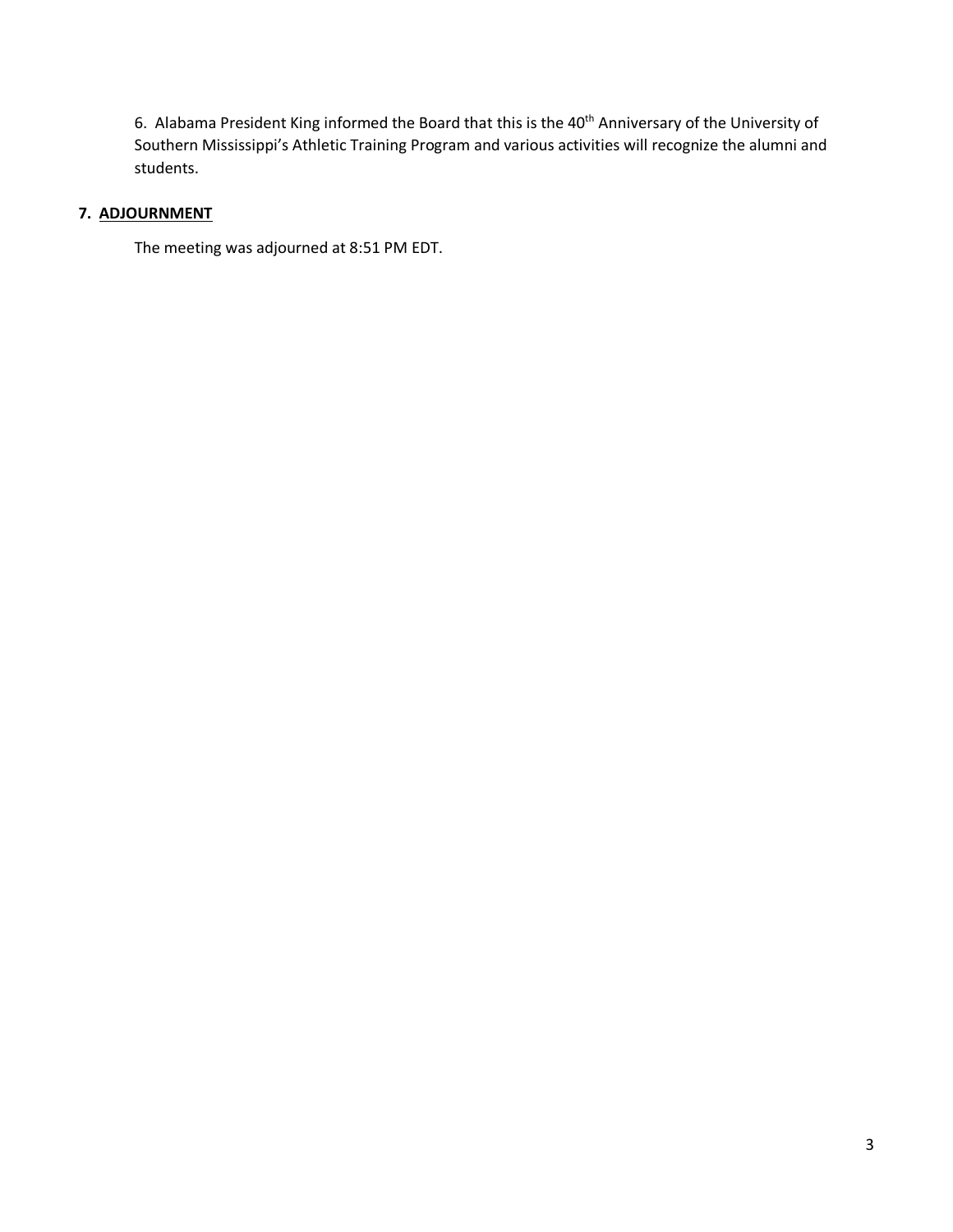6. Alabama President King informed the Board that this is the 40th Anniversary of the University of Southern Mississippi's Athletic Training Program and various activities will recognize the alumni and students.

## 7. ADJOURNMENT

The meeting was adjourned at 8:51 PM EDT.